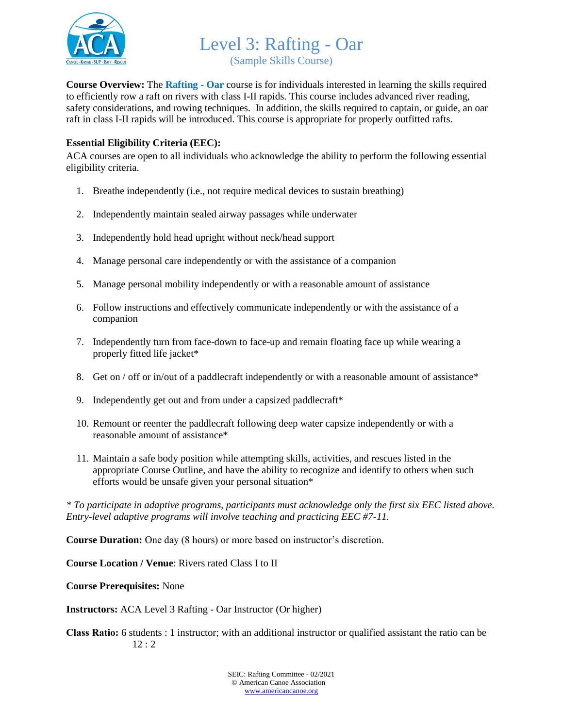# Level 3: Rafting - Oar

(Sample Skills Course)

**Course Overview:** The **Rafting - Oar** course is for individuals interested in learning the skills required to efficiently row a raft on rivers with class I-II rapids. This course includes advanced river reading, safety considerations, and rowing techniques. In addition, the skills required to captain, or guide, an oar raft in class I-II rapids will be introduced. This course is appropriate for properly outfitted rafts.

**Essential Eligibility Criteria (EEC):**

ACA courses are open to all individuals who acknowledge the ability to perform the following essential eligibility criteria.

1. Breathe independently (i.e., not require medical devices to sustain breathing)
2. Independently maintain sealed airway passages while underwater
3. Independently hold head upright without neck/head support
4. Manage personal care independently or with the assistance of a companion
5. Manage personal mobility independently or with a reasonable amount of assistance
6. Follow instructions and effectively communicate independently or with the assistance of a companion
7. Independently turn from face-down to face-up and remain floating face up while wearing a properly fitted life jacket*
8. Get on / off or in/out of a paddlecraft independently or with a reasonable amount of assistance*
9. Independently get out and from under a capsized paddlecraft*
10. Remount or reenter the paddlecraft following deep water capsize independently or with a reasonable amount of assistance*
11. Maintain a safe body position while attempting skills, activities, and rescues listed in the appropriate Course Outline, and have the ability to recognize and identify to others when such efforts would be unsafe given your personal situation*

*\* To participate in adaptive programs, participants must acknowledge only the first six EEC listed above. Entry-level adaptive programs will involve teaching and practicing EEC #7-11.*

**Course Duration:** One day (8 hours) or more based on instructor's discretion.

**Course Location / Venue**: Rivers rated Class I to II

**Course Prerequisites:** None

**Instructors:** ACA Level 3 Rafting - Oar Instructor (Or higher)

**Class Ratio:** 6 students : 1 instructor; with an additional instructor or qualified assistant the ratio can be 12 : 2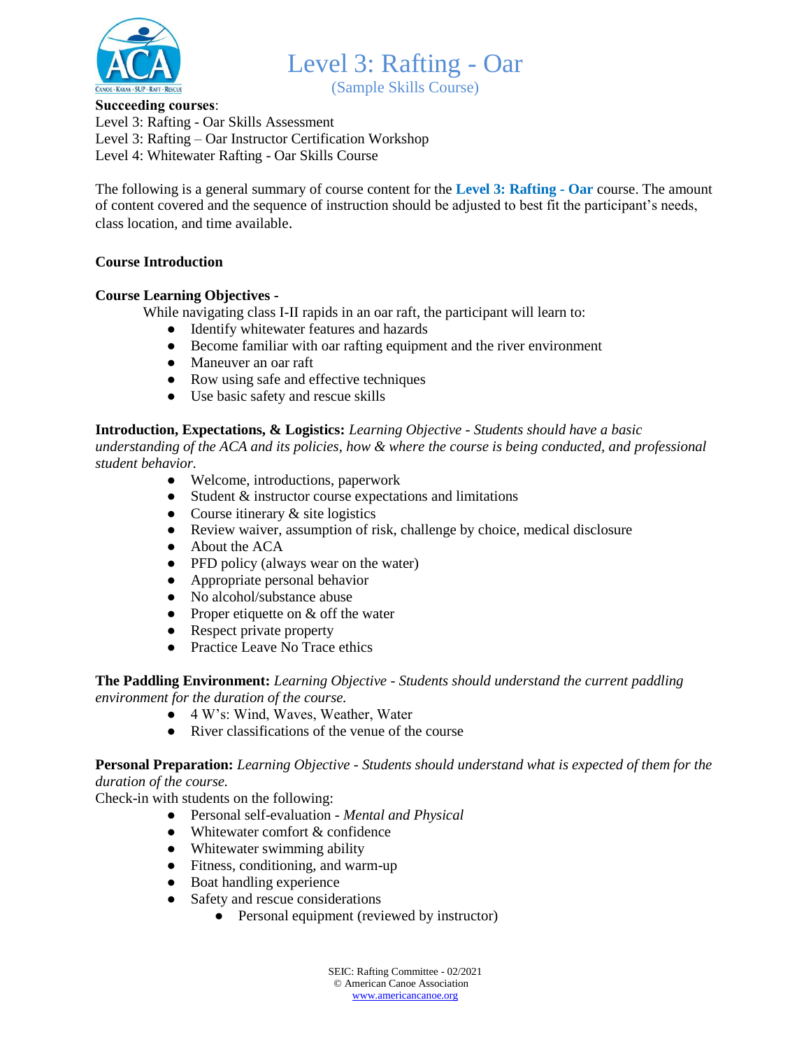# Level 3: Rafting - Oar

(Sample Skills Course)

**Succeeding courses**:
Level 3: Rafting - Oar Skills Assessment
Level 3: Rafting – Oar Instructor Certification Workshop
Level 4: Whitewater Rafting - Oar Skills Course

The following is a general summary of course content for the **Level 3: Rafting - Oar** course. The amount of content covered and the sequence of instruction should be adjusted to best fit the participant's needs, class location, and time available.

**Course Introduction**

**Course Learning Objectives -**

While navigating class I-II rapids in an oar raft, the participant will learn to:

- Identify whitewater features and hazards
- Become familiar with oar rafting equipment and the river environment
- Maneuver an oar raft
- Row using safe and effective techniques
- Use basic safety and rescue skills

**Introduction, Expectations, & Logistics:** *Learning Objective - Students should have a basic understanding of the ACA and its policies, how & where the course is being conducted, and professional student behavior.*

- Welcome, introductions, paperwork
- Student & instructor course expectations and limitations
- Course itinerary & site logistics
- Review waiver, assumption of risk, challenge by choice, medical disclosure
- About the ACA
- PFD policy (always wear on the water)
- Appropriate personal behavior
- No alcohol/substance abuse
- Proper etiquette on & off the water
- Respect private property
- Practice Leave No Trace ethics

**The Paddling Environment:** *Learning Objective - Students should understand the current paddling environment for the duration of the course.*

- 4 W's: Wind, Waves, Weather, Water
- River classifications of the venue of the course

**Personal Preparation:** *Learning Objective - Students should understand what is expected of them for the duration of the course.*

Check-in with students on the following:

- Personal self-evaluation - *Mental and Physical*
- Whitewater comfort & confidence
- Whitewater swimming ability
- Fitness, conditioning, and warm-up
- Boat handling experience
- Safety and rescue considerations
  - Personal equipment (reviewed by instructor)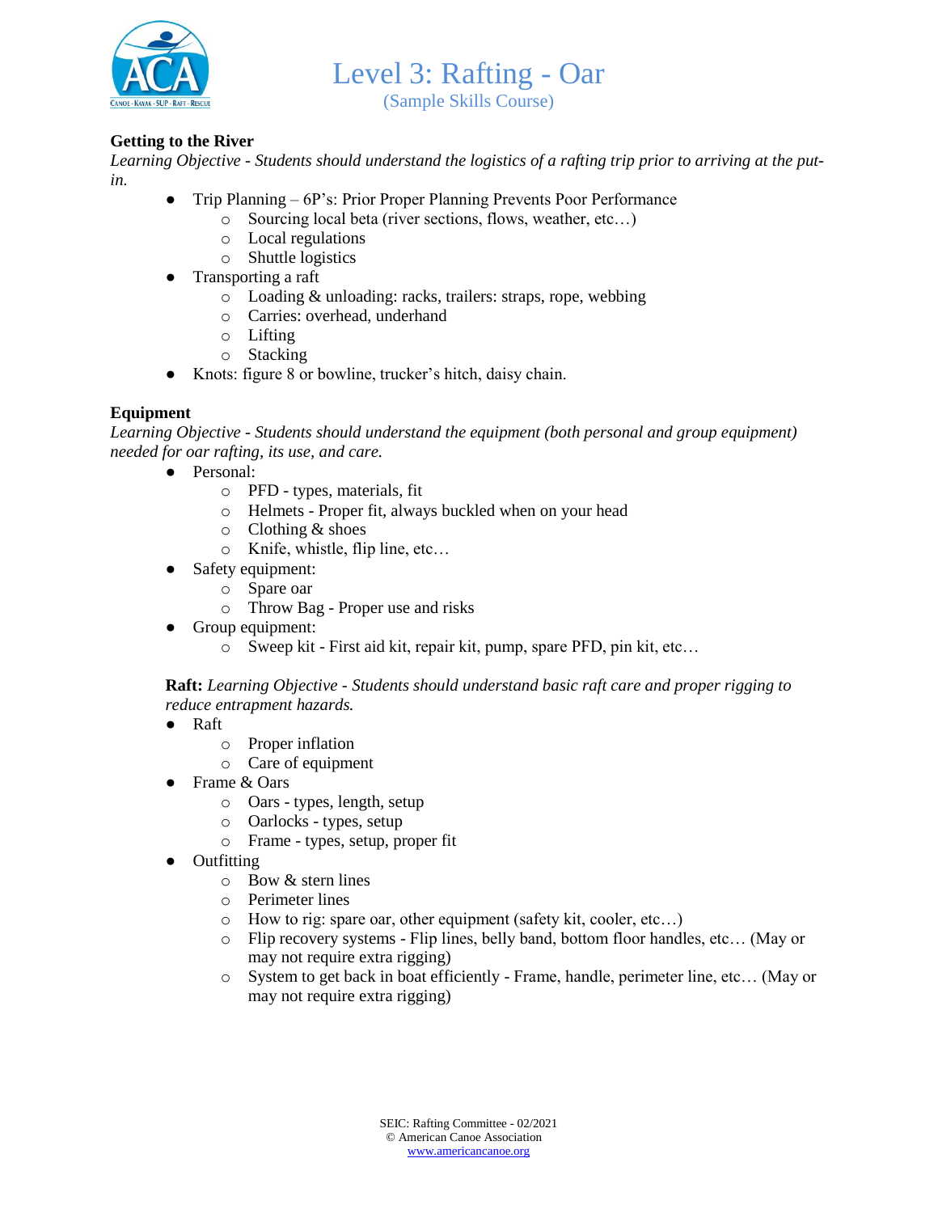# Level 3: Rafting - Oar

(Sample Skills Course)

**Getting to the River**

*Learning Objective - Students should understand the logistics of a rafting trip prior to arriving at the put-in.*

- Trip Planning – 6P's: Prior Proper Planning Prevents Poor Performance
  - Sourcing local beta (river sections, flows, weather, etc…)
  - Local regulations
  - Shuttle logistics
- Transporting a raft
  - Loading & unloading: racks, trailers: straps, rope, webbing
  - Carries: overhead, underhand
  - Lifting
  - Stacking
- Knots: figure 8 or bowline, trucker's hitch, daisy chain.

**Equipment**

*Learning Objective - Students should understand the equipment (both personal and group equipment) needed for oar rafting, its use, and care.*

- Personal:
  - PFD - types, materials, fit
  - Helmets - Proper fit, always buckled when on your head
  - Clothing & shoes
  - Knife, whistle, flip line, etc…
- Safety equipment:
  - Spare oar
  - Throw Bag - Proper use and risks
- Group equipment:
  - Sweep kit - First aid kit, repair kit, pump, spare PFD, pin kit, etc…

**Raft:** *Learning Objective - Students should understand basic raft care and proper rigging to reduce entrapment hazards.*

- Raft
  - Proper inflation
  - Care of equipment
- Frame & Oars
  - Oars - types, length, setup
  - Oarlocks - types, setup
  - Frame - types, setup, proper fit
- Outfitting
  - Bow & stern lines
  - Perimeter lines
  - How to rig: spare oar, other equipment (safety kit, cooler, etc…)
  - Flip recovery systems - Flip lines, belly band, bottom floor handles, etc… (May or may not require extra rigging)
  - System to get back in boat efficiently - Frame, handle, perimeter line, etc… (May or may not require extra rigging)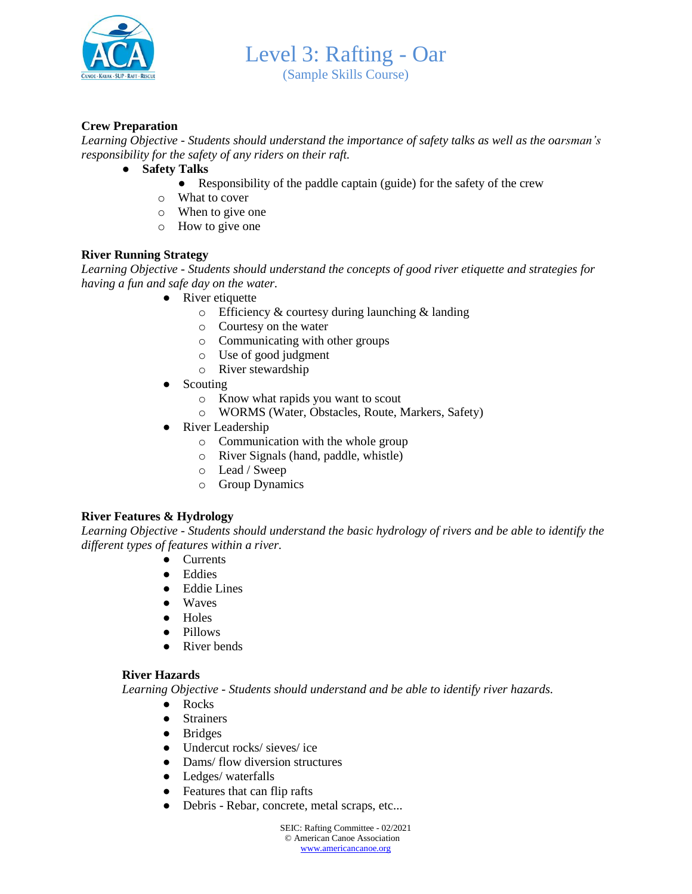# Level 3: Rafting - Oar

(Sample Skills Course)

**Crew Preparation**

*Learning Objective - Students should understand the importance of safety talks as well as the oarsman's responsibility for the safety of any riders on their raft.*

- **Safety Talks**
    - Responsibility of the paddle captain (guide) for the safety of the crew
    - What to cover
    - When to give one
    - How to give one

**River Running Strategy**

*Learning Objective - Students should understand the concepts of good river etiquette and strategies for having a fun and safe day on the water.*

- River etiquette
    - Efficiency & courtesy during launching & landing
    - Courtesy on the water
    - Communicating with other groups
    - Use of good judgment
    - River stewardship
- Scouting
    - Know what rapids you want to scout
    - WORMS (Water, Obstacles, Route, Markers, Safety)
- River Leadership
    - Communication with the whole group
    - River Signals (hand, paddle, whistle)
    - Lead / Sweep
    - Group Dynamics

**River Features & Hydrology**

*Learning Objective - Students should understand the basic hydrology of rivers and be able to identify the different types of features within a river.*

- Currents
- Eddies
- Eddie Lines
- Waves
- Holes
- Pillows
- River bends

**River Hazards**

*Learning Objective - Students should understand and be able to identify river hazards.*

- Rocks
- Strainers
- Bridges
- Undercut rocks/ sieves/ ice
- Dams/ flow diversion structures
- Ledges/ waterfalls
- Features that can flip rafts
- Debris - Rebar, concrete, metal scraps, etc...

SEIC: Rafting Committee - 02/2021
© American Canoe Association
www.americancanoe.org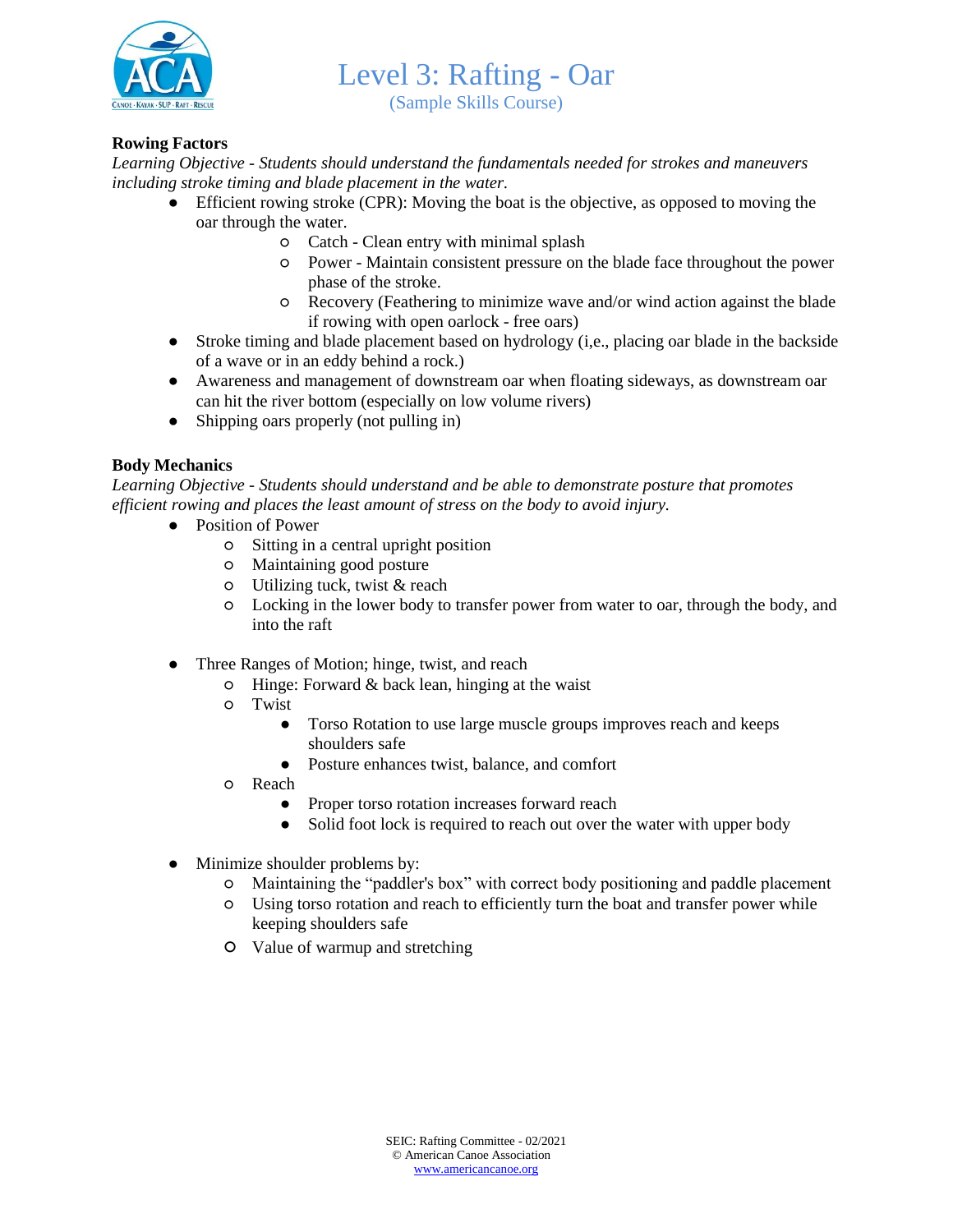# Level 3: Rafting - Oar

(Sample Skills Course)

**Rowing Factors**

*Learning Objective - Students should understand the fundamentals needed for strokes and maneuvers including stroke timing and blade placement in the water.*

- Efficient rowing stroke (CPR): Moving the boat is the objective, as opposed to moving the oar through the water.
    - Catch - Clean entry with minimal splash
    - Power - Maintain consistent pressure on the blade face throughout the power phase of the stroke.
    - Recovery (Feathering to minimize wave and/or wind action against the blade if rowing with open oarlock - free oars)
- Stroke timing and blade placement based on hydrology (i,e., placing oar blade in the backside of a wave or in an eddy behind a rock.)
- Awareness and management of downstream oar when floating sideways, as downstream oar can hit the river bottom (especially on low volume rivers)
- Shipping oars properly (not pulling in)

**Body Mechanics**

*Learning Objective - Students should understand and be able to demonstrate posture that promotes efficient rowing and places the least amount of stress on the body to avoid injury.*

- Position of Power
    - Sitting in a central upright position
    - Maintaining good posture
    - Utilizing tuck, twist & reach
    - Locking in the lower body to transfer power from water to oar, through the body, and into the raft

- Three Ranges of Motion; hinge, twist, and reach
    - Hinge: Forward & back lean, hinging at the waist
    - Twist
        - Torso Rotation to use large muscle groups improves reach and keeps shoulders safe
        - Posture enhances twist, balance, and comfort
    - Reach
        - Proper torso rotation increases forward reach
        - Solid foot lock is required to reach out over the water with upper body

- Minimize shoulder problems by:
    - Maintaining the "paddler's box" with correct body positioning and paddle placement
    - Using torso rotation and reach to efficiently turn the boat and transfer power while keeping shoulders safe
    - Value of warmup and stretching

SEIC: Rafting Committee - 02/2021
© American Canoe Association
www.americancanoe.org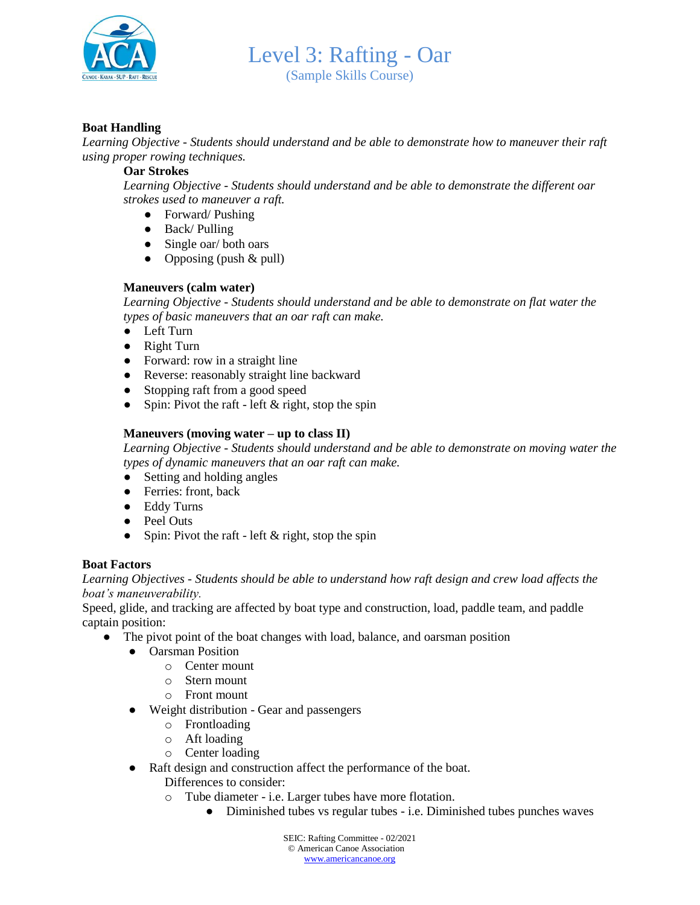# Level 3: Rafting - Oar

(Sample Skills Course)

**Boat Handling**

*Learning Objective - Students should understand and be able to demonstrate how to maneuver their raft using proper rowing techniques.*

**Oar Strokes**

*Learning Objective - Students should understand and be able to demonstrate the different oar strokes used to maneuver a raft.*

- Forward/ Pushing
- Back/ Pulling
- Single oar/ both oars
- Opposing (push & pull)

**Maneuvers (calm water)**

*Learning Objective - Students should understand and be able to demonstrate on flat water the types of basic maneuvers that an oar raft can make.*

- Left Turn
- Right Turn
- Forward: row in a straight line
- Reverse: reasonably straight line backward
- Stopping raft from a good speed
- Spin: Pivot the raft - left & right, stop the spin

**Maneuvers (moving water – up to class II)**

*Learning Objective - Students should understand and be able to demonstrate on moving water the types of dynamic maneuvers that an oar raft can make.*

- Setting and holding angles
- Ferries: front, back
- Eddy Turns
- Peel Outs
- Spin: Pivot the raft - left & right, stop the spin

**Boat Factors**

*Learning Objectives - Students should be able to understand how raft design and crew load affects the boat's maneuverability.*

Speed, glide, and tracking are affected by boat type and construction, load, paddle team, and paddle captain position:

- The pivot point of the boat changes with load, balance, and oarsman position
  - Oarsman Position
    - Center mount
    - Stern mount
    - Front mount
  - Weight distribution - Gear and passengers
    - Frontloading
    - Aft loading
    - Center loading
  - Raft design and construction affect the performance of the boat.
    
    Differences to consider:
    - Tube diameter - i.e. Larger tubes have more flotation.
      - Diminished tubes vs regular tubes - i.e. Diminished tubes punches waves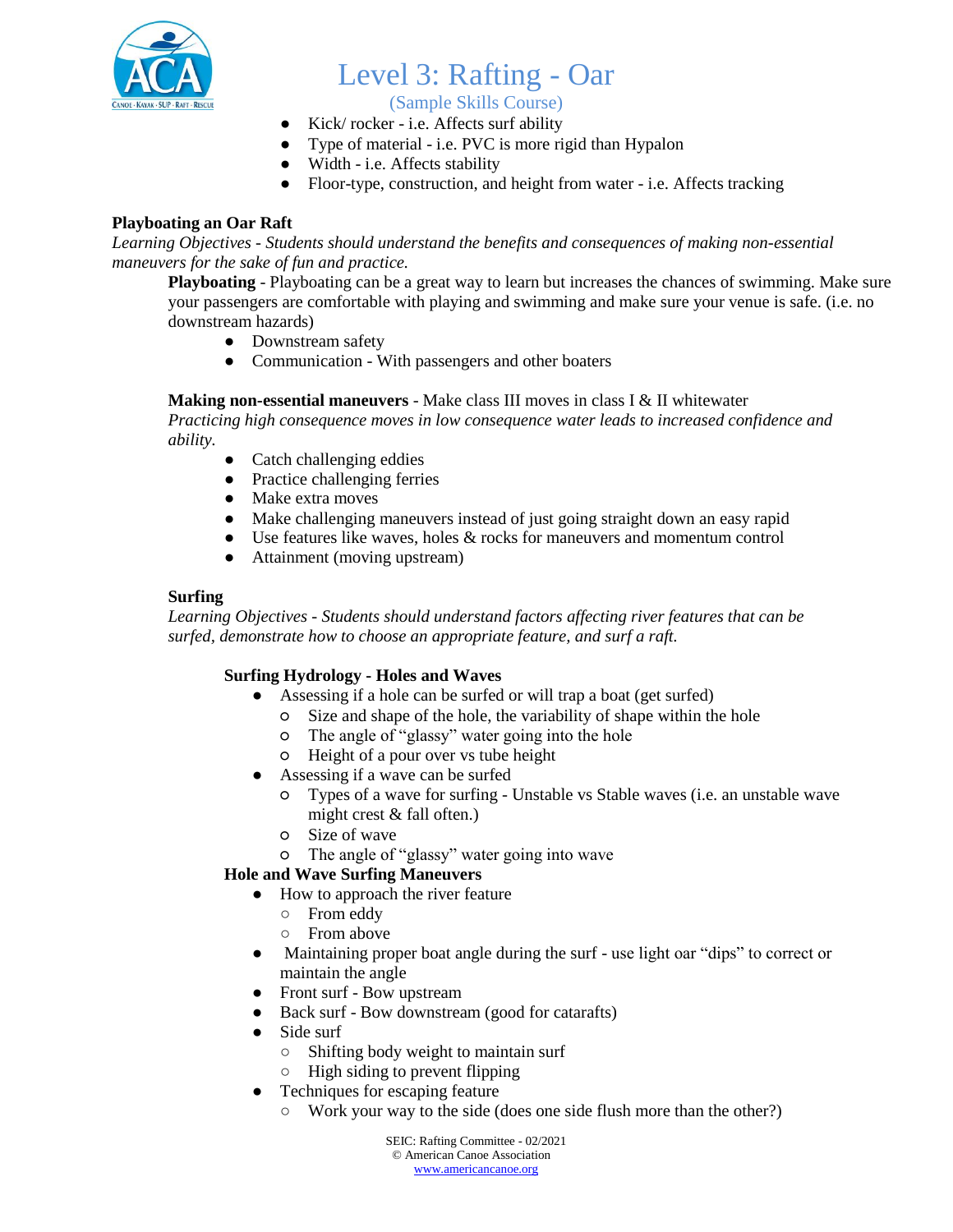- Kick/ rocker - i.e. Affects surf ability
- Type of material - i.e. PVC is more rigid than Hypalon
- Width - i.e. Affects stability
- Floor-type, construction, and height from water - i.e. Affects tracking

**Playboating an Oar Raft**

*Learning Objectives - Students should understand the benefits and consequences of making non-essential maneuvers for the sake of fun and practice.*

**Playboating** - Playboating can be a great way to learn but increases the chances of swimming. Make sure your passengers are comfortable with playing and swimming and make sure your venue is safe. (i.e. no downstream hazards)

- Downstream safety
- Communication - With passengers and other boaters

**Making non-essential maneuvers** - Make class III moves in class I & II whitewater

*Practicing high consequence moves in low consequence water leads to increased confidence and ability.*

- Catch challenging eddies
- Practice challenging ferries
- Make extra moves
- Make challenging maneuvers instead of just going straight down an easy rapid
- Use features like waves, holes & rocks for maneuvers and momentum control
- Attainment (moving upstream)

**Surfing**

*Learning Objectives - Students should understand factors affecting river features that can be surfed, demonstrate how to choose an appropriate feature, and surf a raft.*

**Surfing Hydrology - Holes and Waves**

- Assessing if a hole can be surfed or will trap a boat (get surfed)
  - Size and shape of the hole, the variability of shape within the hole
  - The angle of "glassy" water going into the hole
  - Height of a pour over vs tube height
- Assessing if a wave can be surfed
  - Types of a wave for surfing - Unstable vs Stable waves (i.e. an unstable wave might crest & fall often.)
  - Size of wave
  - The angle of "glassy" water going into wave

**Hole and Wave Surfing Maneuvers**

- How to approach the river feature
  - From eddy
  - From above
- Maintaining proper boat angle during the surf - use light oar "dips" to correct or maintain the angle
- Front surf - Bow upstream
- Back surf - Bow downstream (good for catarafts)
- Side surf
  - Shifting body weight to maintain surf
  - High siding to prevent flipping
- Techniques for escaping feature
  - Work your way to the side (does one side flush more than the other?)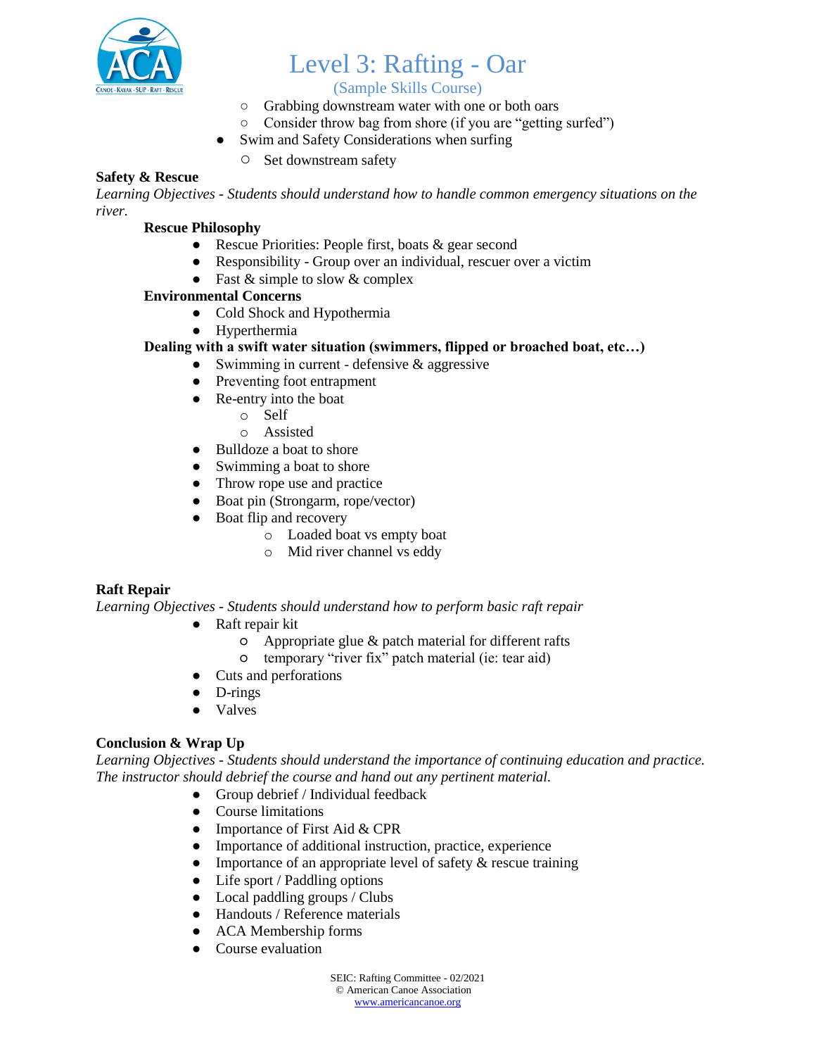- Grabbing downstream water with one or both oars
  - Consider throw bag from shore (if you are "getting surfed")
- Swim and Safety Considerations when surfing
  - Set downstream safety

**Safety & Rescue**

*Learning Objectives - Students should understand how to handle common emergency situations on the river.*

**Rescue Philosophy**

- Rescue Priorities: People first, boats & gear second
- Responsibility - Group over an individual, rescuer over a victim
- Fast & simple to slow & complex

**Environmental Concerns**

- Cold Shock and Hypothermia
- Hyperthermia

**Dealing with a swift water situation (swimmers, flipped or broached boat, etc…)**

- Swimming in current - defensive & aggressive
- Preventing foot entrapment
- Re-entry into the boat
  - Self
  - Assisted
- Bulldoze a boat to shore
- Swimming a boat to shore
- Throw rope use and practice
- Boat pin (Strongarm, rope/vector)
- Boat flip and recovery
  - Loaded boat vs empty boat
  - Mid river channel vs eddy

**Raft Repair**

*Learning Objectives - Students should understand how to perform basic raft repair*

- Raft repair kit
  - Appropriate glue & patch material for different rafts
  - temporary "river fix" patch material (ie: tear aid)
- Cuts and perforations
- D-rings
- Valves

**Conclusion & Wrap Up**

*Learning Objectives - Students should understand the importance of continuing education and practice. The instructor should debrief the course and hand out any pertinent material.*

- Group debrief / Individual feedback
- Course limitations
- Importance of First Aid & CPR
- Importance of additional instruction, practice, experience
- Importance of an appropriate level of safety & rescue training
- Life sport / Paddling options
- Local paddling groups / Clubs
- Handouts / Reference materials
- ACA Membership forms
- Course evaluation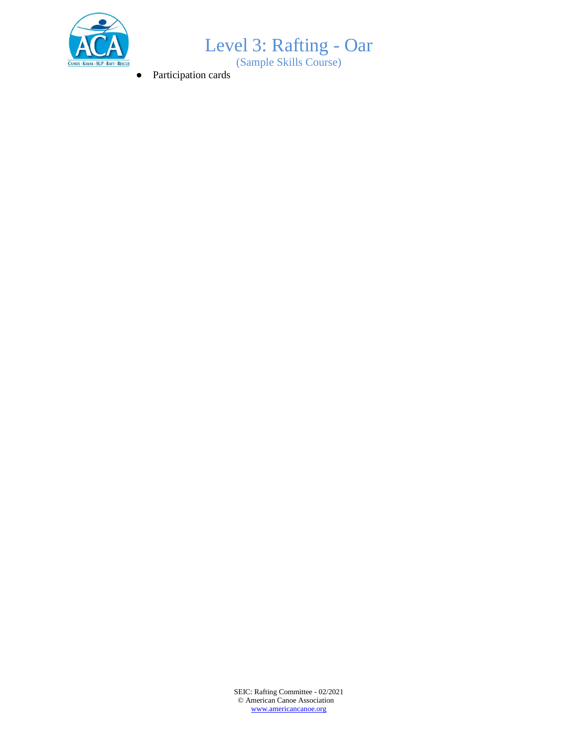- Participation cards